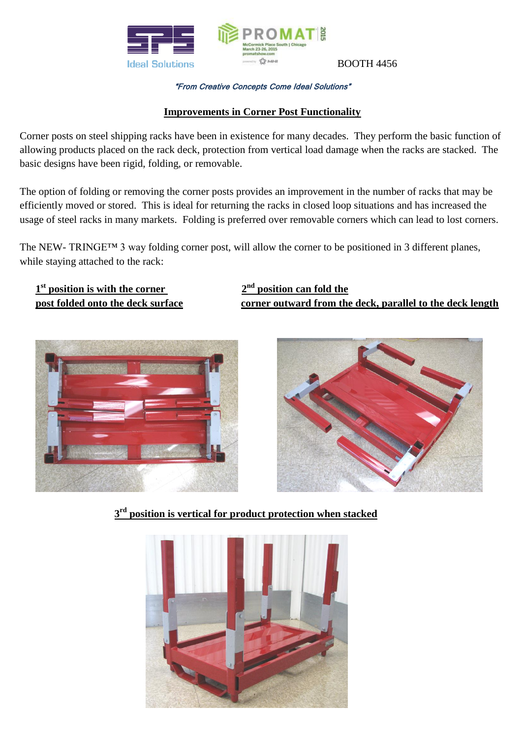Ideal Solutions

BOOTH 4456

*"From Creative Concepts Come Ideal Solutions"*

## Improvements in Corner Post Functionality

Corner posts on steel shipping racks have been in existence for many decades. They perform the basic function of allowing products placed on the rack deck, protection from vertical load damage when the racks are stacked. The basic designs have been rigid, folding, or removable.

The option of folding or removing the corner posts provides an improvement in the number of racks that may be efficiently moved or stored. This is ideal for returning the racks in closed loop situations and has increased the usage of steel racks in many markets. Folding is preferred over removable corners which can lead to lost corners.

The NEW- TRINGE™ 3 way folding corner post, will allow the corner to be positioned in 3 different planes, while staying attached to the rack:

**1st position is with the corner post folded onto the deck surface**

**2nd position can fold the corner outward from the deck, parallel to the deck length**

**3rd position is vertical for product protection when stacked**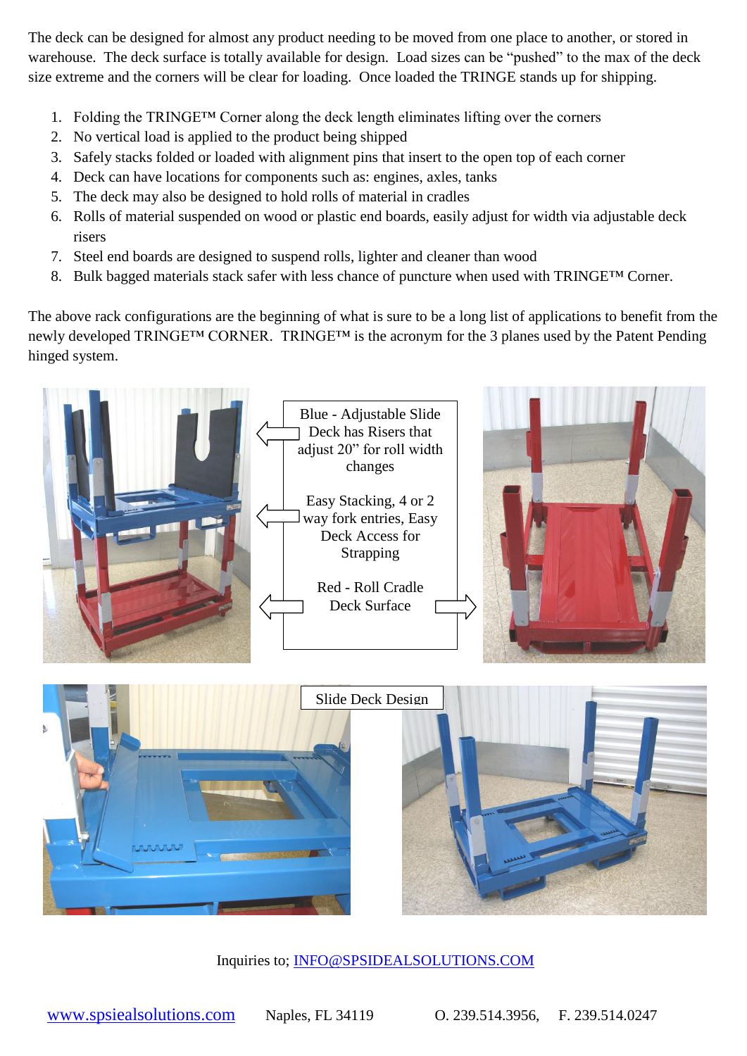The deck can be designed for almost any product needing to be moved from one place to another, or stored in warehouse. The deck surface is totally available for design. Load sizes can be "pushed" to the max of the deck size extreme and the corners will be clear for loading. Once loaded the TRINGE stands up for shipping.

1. Folding the TRINGE™ Corner along the deck length eliminates lifting over the corners
2. No vertical load is applied to the product being shipped
3. Safely stacks folded or loaded with alignment pins that insert to the open top of each corner
4. Deck can have locations for components such as: engines, axles, tanks
5. The deck may also be designed to hold rolls of material in cradles
6. Rolls of material suspended on wood or plastic end boards, easily adjust for width via adjustable deck risers
7. Steel end boards are designed to suspend rolls, lighter and cleaner than wood
8. Bulk bagged materials stack safer with less chance of puncture when used with TRINGE™ Corner.

The above rack configurations are the beginning of what is sure to be a long list of applications to benefit from the newly developed TRINGE™ CORNER. TRINGE™ is the acronym for the 3 planes used by the Patent Pending hinged system.

Blue - Adjustable Slide Deck has Risers that adjust 20" for roll width changes

Easy Stacking, 4 or 2 way fork entries, Easy Deck Access for Strapping

Red - Roll Cradle Deck Surface

Slide Deck Design

Inquiries to; INFO@SPSIDEALSOLUTIONS.COM

www.spsiealsolutions.com Naples, FL 34119 O. 239.514.3956, F. 239.514.0247